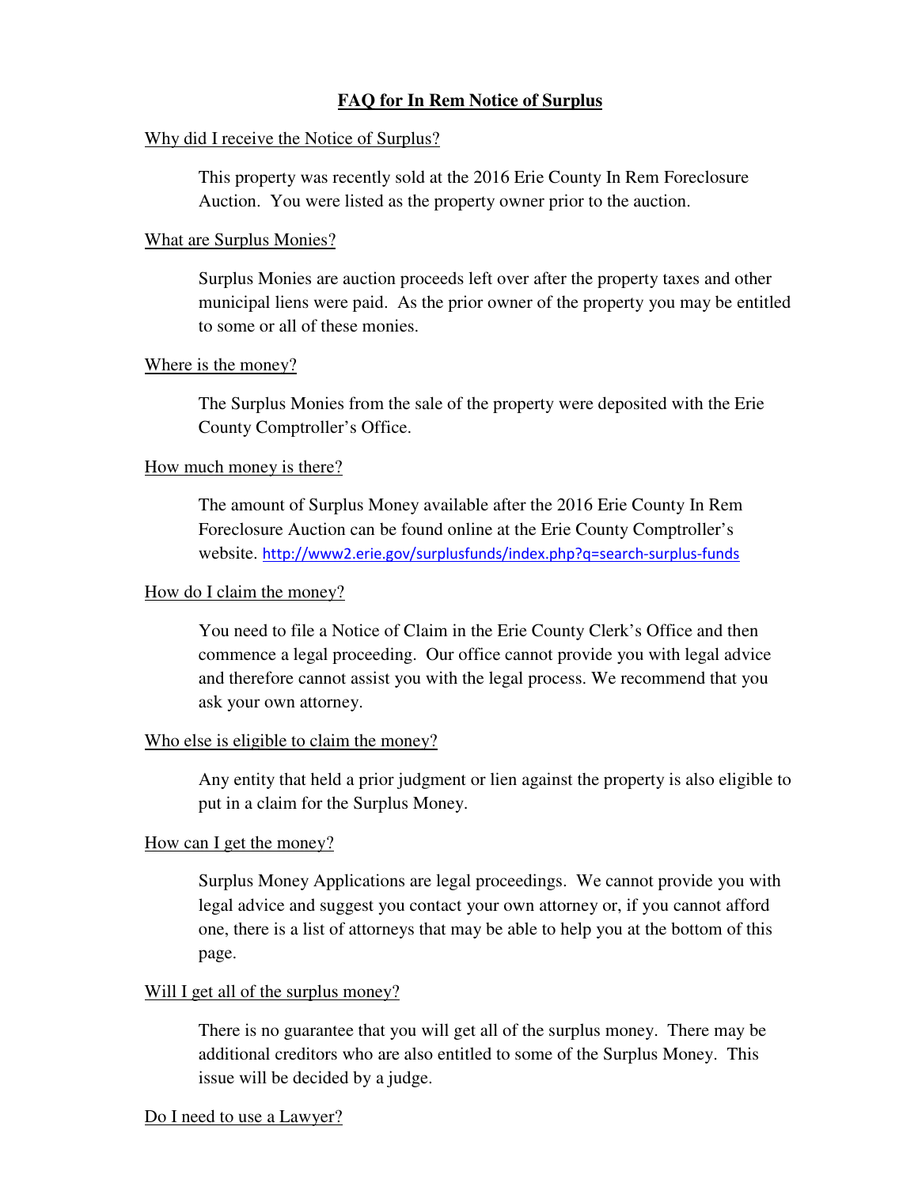# FAQ for In Rem Notice of Surplus

## Why did I receive the Notice of Surplus?

This property was recently sold at the 2016 Erie County In Rem Foreclosure Auction. You were listed as the property owner prior to the auction.

## What are Surplus Monies?

Surplus Monies are auction proceeds left over after the property taxes and other municipal liens were paid. As the prior owner of the property you may be entitled to some or all of these monies.

## Where is the money?

The Surplus Monies from the sale of the property were deposited with the Erie County Comptroller's Office.

## How much money is there?

The amount of Surplus Money available after the 2016 Erie County In Rem Foreclosure Auction can be found online at the Erie County Comptroller's website. http://www2.erie.gov/surplusfunds/index.php?q=search-surplus-funds

## How do I claim the money?

You need to file a Notice of Claim in the Erie County Clerk's Office and then commence a legal proceeding. Our office cannot provide you with legal advice and therefore cannot assist you with the legal process. We recommend that you ask your own attorney.

## Who else is eligible to claim the money?

Any entity that held a prior judgment or lien against the property is also eligible to put in a claim for the Surplus Money.

## How can I get the money?

Surplus Money Applications are legal proceedings. We cannot provide you with legal advice and suggest you contact your own attorney or, if you cannot afford one, there is a list of attorneys that may be able to help you at the bottom of this page.

## Will I get all of the surplus money?

There is no guarantee that you will get all of the surplus money. There may be additional creditors who are also entitled to some of the Surplus Money. This issue will be decided by a judge.

## Do I need to use a Lawyer?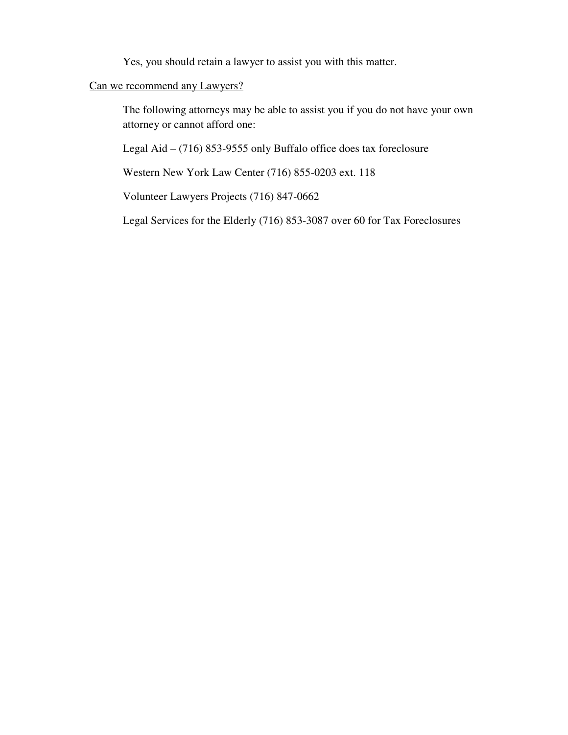Yes, you should retain a lawyer to assist you with this matter.

<u>Can we recommend any Lawyers?</u>

The following attorneys may be able to assist you if you do not have your own attorney or cannot afford one:

Legal Aid – (716) 853-9555 only Buffalo office does tax foreclosure

Western New York Law Center (716) 855-0203 ext. 118

Volunteer Lawyers Projects (716) 847-0662

Legal Services for the Elderly (716) 853-3087 over 60 for Tax Foreclosures